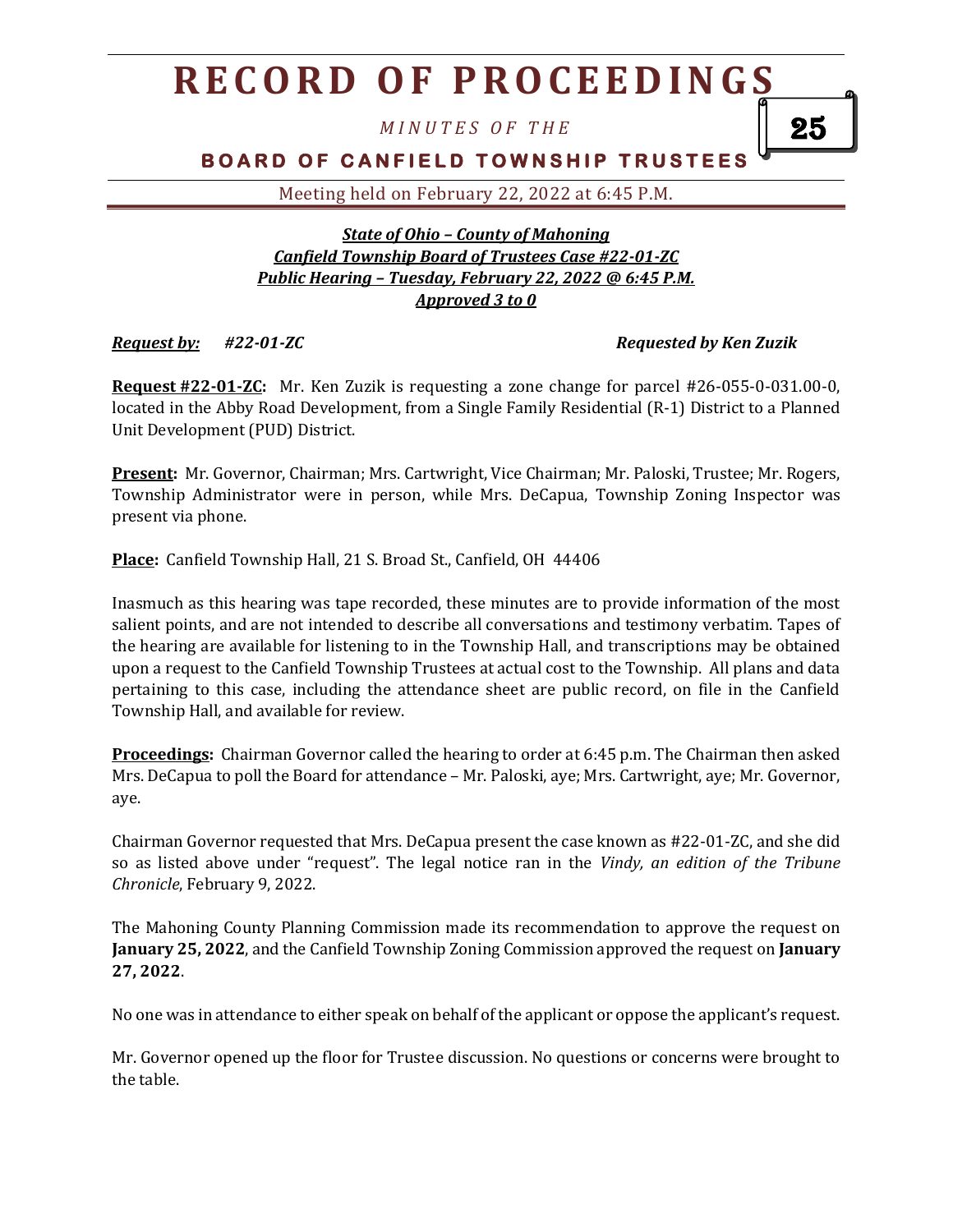# RECORD OF PROCEEDINGS

*MINUTES OF THE*

**BOARD OF CANFIELD TOWNSHIP TRUSTEES**

Meeting held on February 22, 2022 at 6:45 P.M.

***State of Ohio – County of Mahoning***
***Canfield Township Board of Trustees Case #22-01-ZC***
***Public Hearing – Tuesday, February 22, 2022 @ 6:45 P.M.***
***Approved 3 to 0***

***Request by:*** *#22-01-ZC* ***Requested by Ken Zuzik***

**Request #22-01-ZC:** Mr. Ken Zuzik is requesting a zone change for parcel #26-055-0-031.00-0, located in the Abby Road Development, from a Single Family Residential (R-1) District to a Planned Unit Development (PUD) District.

**Present:** Mr. Governor, Chairman; Mrs. Cartwright, Vice Chairman; Mr. Paloski, Trustee; Mr. Rogers, Township Administrator were in person, while Mrs. DeCapua, Township Zoning Inspector was present via phone.

**Place:** Canfield Township Hall, 21 S. Broad St., Canfield, OH 44406

Inasmuch as this hearing was tape recorded, these minutes are to provide information of the most salient points, and are not intended to describe all conversations and testimony verbatim. Tapes of the hearing are available for listening to in the Township Hall, and transcriptions may be obtained upon a request to the Canfield Township Trustees at actual cost to the Township. All plans and data pertaining to this case, including the attendance sheet are public record, on file in the Canfield Township Hall, and available for review.

**Proceedings:** Chairman Governor called the hearing to order at 6:45 p.m. The Chairman then asked Mrs. DeCapua to poll the Board for attendance – Mr. Paloski, aye; Mrs. Cartwright, aye; Mr. Governor, aye.

Chairman Governor requested that Mrs. DeCapua present the case known as #22-01-ZC, and she did so as listed above under "request". The legal notice ran in the *Vindy, an edition of the Tribune Chronicle*, February 9, 2022.

The Mahoning County Planning Commission made its recommendation to approve the request on **January 25, 2022**, and the Canfield Township Zoning Commission approved the request on **January 27, 2022**.

No one was in attendance to either speak on behalf of the applicant or oppose the applicant's request.

Mr. Governor opened up the floor for Trustee discussion. No questions or concerns were brought to the table.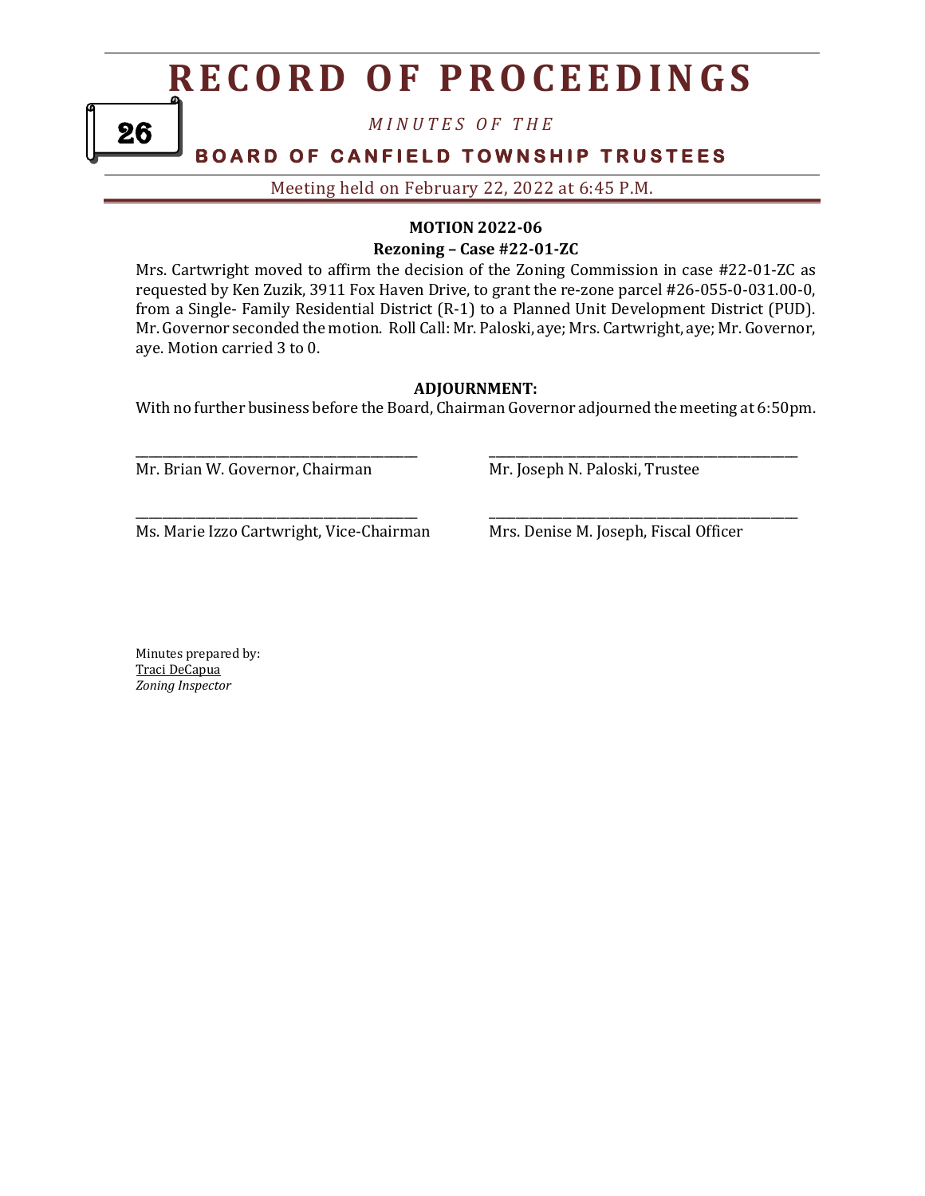**MOTION 2022-06**

**Rezoning – Case #22-01-ZC**

Mrs. Cartwright moved to affirm the decision of the Zoning Commission in case #22-01-ZC as requested by Ken Zuzik, 3911 Fox Haven Drive, to grant the re-zone parcel #26-055-0-031.00-0, from a Single- Family Residential District (R-1) to a Planned Unit Development District (PUD). Mr. Governor seconded the motion. Roll Call: Mr. Paloski, aye; Mrs. Cartwright, aye; Mr. Governor, aye. Motion carried 3 to 0.

**ADJOURNMENT:**

With no further business before the Board, Chairman Governor adjourned the meeting at 6:50pm.

\_\_\_\_\_\_\_\_\_\_\_\_\_\_\_\_\_\_\_\_\_\_\_\_\_\_\_\_\_\_\_\_\_\_\_\_\_\_\_\_
Mr. Brian W. Governor, Chairman

\_\_\_\_\_\_\_\_\_\_\_\_\_\_\_\_\_\_\_\_\_\_\_\_\_\_\_\_\_\_\_\_\_\_\_\_\_\_\_\_
Mr. Joseph N. Paloski, Trustee

\_\_\_\_\_\_\_\_\_\_\_\_\_\_\_\_\_\_\_\_\_\_\_\_\_\_\_\_\_\_\_\_\_\_\_\_\_\_\_\_
Ms. Marie Izzo Cartwright, Vice-Chairman

\_\_\_\_\_\_\_\_\_\_\_\_\_\_\_\_\_\_\_\_\_\_\_\_\_\_\_\_\_\_\_\_\_\_\_\_\_\_\_\_
Mrs. Denise M. Joseph, Fiscal Officer

Minutes prepared by:
Traci DeCapua
*Zoning Inspector*